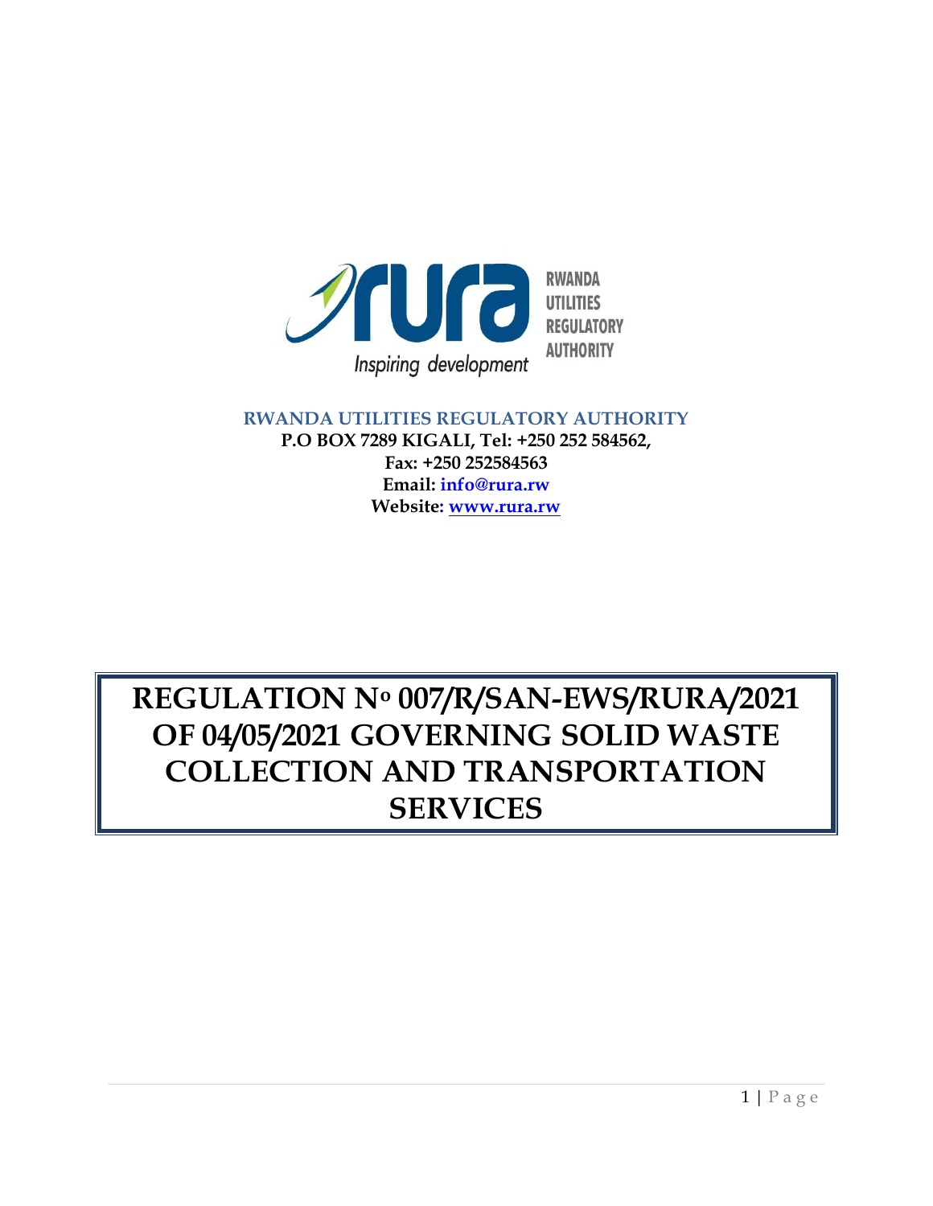RWANDA UTILITIES REGULATORY AUTHORITY

Inspiring development

**RWANDA UTILITIES REGULATORY AUTHORITY**

**P.O BOX 7289 KIGALI, Tel: +250 252 584562,**

**Fax: +250 252584563**

**Email: info@rura.rw**

**Website: www.rura.rw**

# REGULATION Nº 007/R/SAN-EWS/RURA/2021 OF 04/05/2021 GOVERNING SOLID WASTE COLLECTION AND TRANSPORTATION SERVICES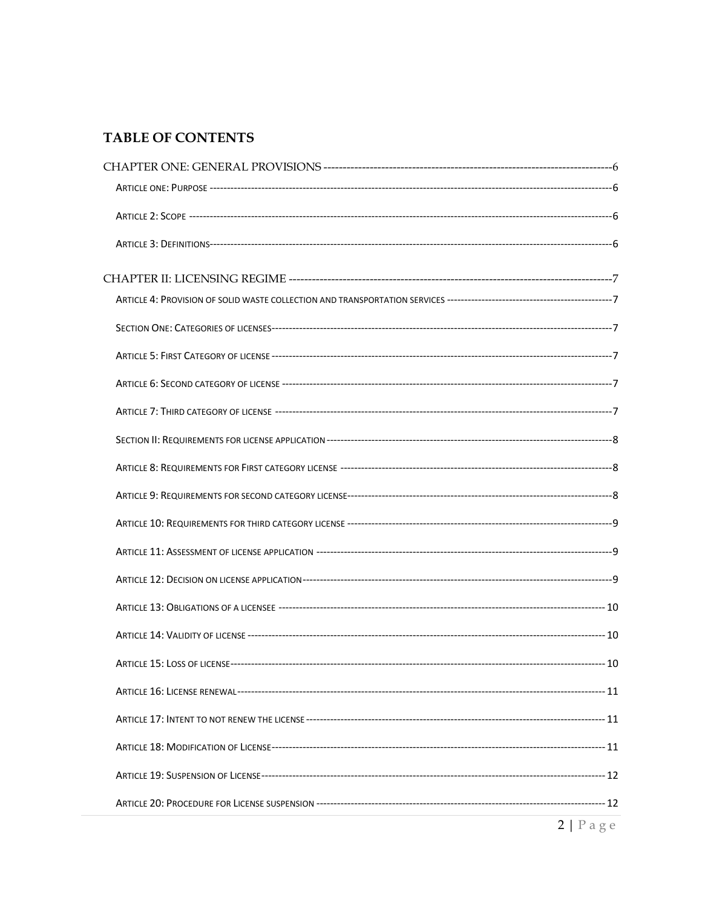## TABLE OF CONTENTS

CHAPTER ONE: GENERAL PROVISIONS ---------------------------------------------------------------------------6

ARTICLE ONE: PURPOSE ---------------------------------------------------------------------------------------------------------------6

ARTICLE 2: SCOPE ---------------------------------------------------------------------------------------------------------------------6

ARTICLE 3: DEFINITIONS---------------------------------------------------------------------------------------------------------------6

CHAPTER II: LICENSING REGIME ---------------------------------------------------------------------------------7

ARTICLE 4: PROVISION OF SOLID WASTE COLLECTION AND TRANSPORTATION SERVICES ------------------------------------------------7

SECTION ONE: CATEGORIES OF LICENSES-----------------------------------------------------------------------------------------------7

ARTICLE 5: FIRST CATEGORY OF LICENSE --------------------------------------------------------------------------------------------7

ARTICLE 6: SECOND CATEGORY OF LICENSE -----------------------------------------------------------------------------------------7

ARTICLE 7: THIRD CATEGORY OF LICENSE --------------------------------------------------------------------------------------------7

SECTION II: REQUIREMENTS FOR LICENSE APPLICATION ------------------------------------------------------------------------------8

ARTICLE 8: REQUIREMENTS FOR FIRST CATEGORY LICENSE -----------------------------------------------------------------------------8

ARTICLE 9: REQUIREMENTS FOR SECOND CATEGORY LICENSE--------------------------------------------------------------------------8

ARTICLE 10: REQUIREMENTS FOR THIRD CATEGORY LICENSE --------------------------------------------------------------------------9

ARTICLE 11: ASSESSMENT OF LICENSE APPLICATION ------------------------------------------------------------------------------------9

ARTICLE 12: DECISION ON LICENSE APPLICATION------------------------------------------------------------------------------------------9

ARTICLE 13: OBLIGATIONS OF A LICENSEE ----------------------------------------------------------------------------------------------- 10

ARTICLE 14: VALIDITY OF LICENSE ------------------------------------------------------------------------------------------------------- 10

ARTICLE 15: LOSS OF LICENSE------------------------------------------------------------------------------------------------------------- 10

ARTICLE 16: LICENSE RENEWAL------------------------------------------------------------------------------------------------------------ 11

ARTICLE 17: INTENT TO NOT RENEW THE LICENSE ----------------------------------------------------------------------------------- 11

ARTICLE 18: MODIFICATION OF LICENSE------------------------------------------------------------------------------------------------- 11

ARTICLE 19: SUSPENSION OF LICENSE---------------------------------------------------------------------------------------------------- 12

ARTICLE 20: PROCEDURE FOR LICENSE SUSPENSION ------------------------------------------------------------------------------- 12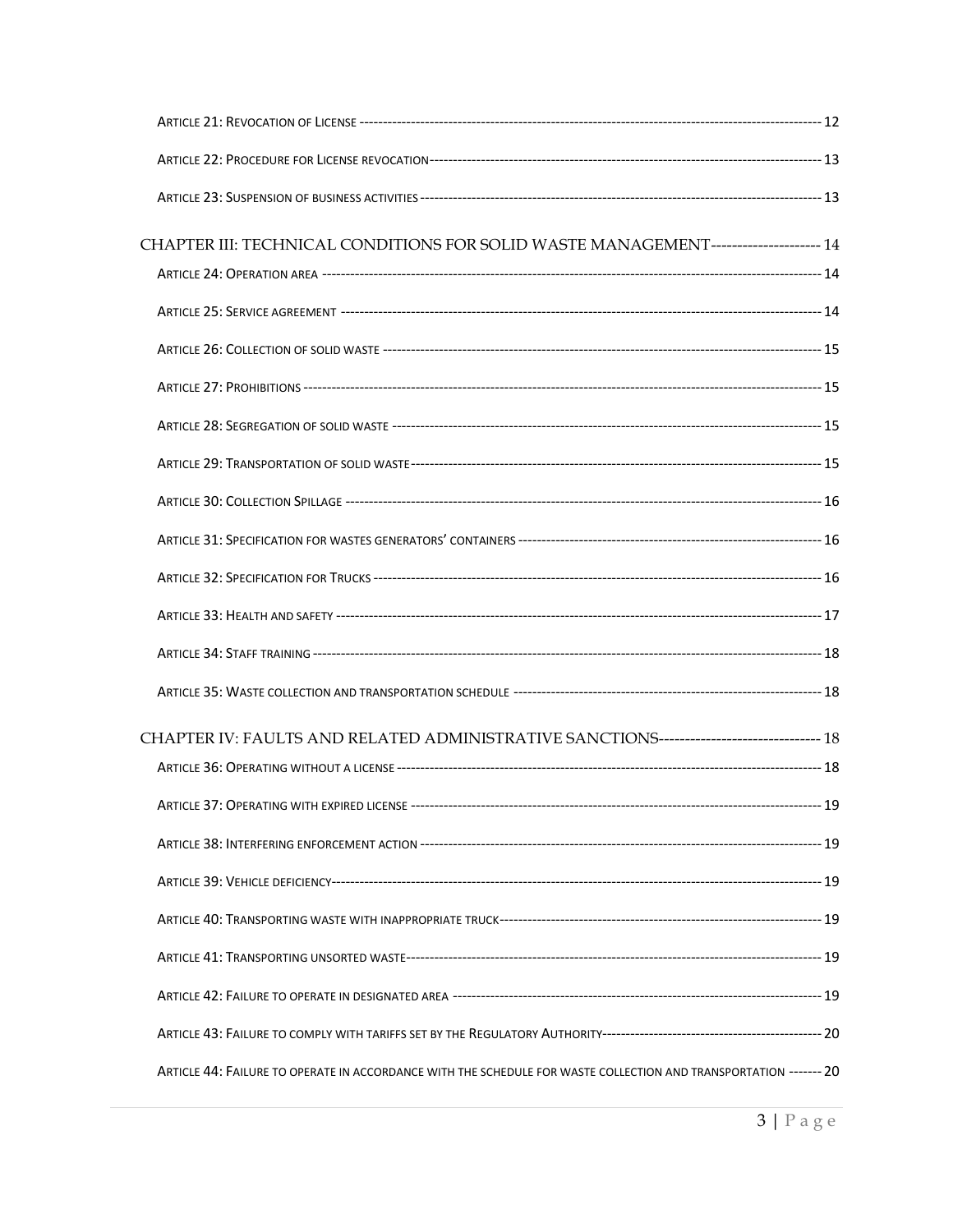ARTICLE 21: REVOCATION OF LICENSE ------------------------------------------------------------------------------------------------- 12

ARTICLE 22: PROCEDURE FOR LICENSE REVOCATION---------------------------------------------------------------------------------- 13

ARTICLE 23: SUSPENSION OF BUSINESS ACTIVITIES --------------------------------------------------------------------------------- 13

CHAPTER III: TECHNICAL CONDITIONS FOR SOLID WASTE MANAGEMENT--------------------- 14

ARTICLE 24: OPERATION AREA ---------------------------------------------------------------------------------------------------------- 14

ARTICLE 25: SERVICE AGREEMENT ------------------------------------------------------------------------------------------------------ 14

ARTICLE 26: COLLECTION OF SOLID WASTE ------------------------------------------------------------------------------------------- 15

ARTICLE 27: PROHIBITIONS ------------------------------------------------------------------------------------------------------------ 15

ARTICLE 28: SEGREGATION OF SOLID WASTE ----------------------------------------------------------------------------------------- 15

ARTICLE 29: TRANSPORTATION OF SOLID WASTE ------------------------------------------------------------------------------------ 15

ARTICLE 30: COLLECTION SPILLAGE ---------------------------------------------------------------------------------------------------- 16

ARTICLE 31: SPECIFICATION FOR WASTES GENERATORS' CONTAINERS ---------------------------------------------------------- 16

ARTICLE 32: SPECIFICATION FOR TRUCKS --------------------------------------------------------------------------------------------- 16

ARTICLE 33: HEALTH AND SAFETY ------------------------------------------------------------------------------------------------------ 17

ARTICLE 34: STAFF TRAINING ----------------------------------------------------------------------------------------------------------- 18

ARTICLE 35: WASTE COLLECTION AND TRANSPORTATION SCHEDULE ------------------------------------------------------------ 18

CHAPTER IV: FAULTS AND RELATED ADMINISTRATIVE SANCTIONS------------------------------- 18

ARTICLE 36: OPERATING WITHOUT A LICENSE --------------------------------------------------------------------------------------- 18

ARTICLE 37: OPERATING WITH EXPIRED LICENSE ------------------------------------------------------------------------------------ 19

ARTICLE 38: INTERFERING ENFORCEMENT ACTION ---------------------------------------------------------------------------------- 19

ARTICLE 39: VEHICLE DEFICIENCY------------------------------------------------------------------------------------------------------ 19

ARTICLE 40: TRANSPORTING WASTE WITH INAPPROPRIATE TRUCK----------------------------------------------------------------- 19

ARTICLE 41: TRANSPORTING UNSORTED WASTE------------------------------------------------------------------------------------- 19

ARTICLE 42: FAILURE TO OPERATE IN DESIGNATED AREA -------------------------------------------------------------------------- 19

ARTICLE 43: FAILURE TO COMPLY WITH TARIFFS SET BY THE REGULATORY AUTHORITY------------------------------------------ 20

ARTICLE 44: FAILURE TO OPERATE IN ACCORDANCE WITH THE SCHEDULE FOR WASTE COLLECTION AND TRANSPORTATION ------- 20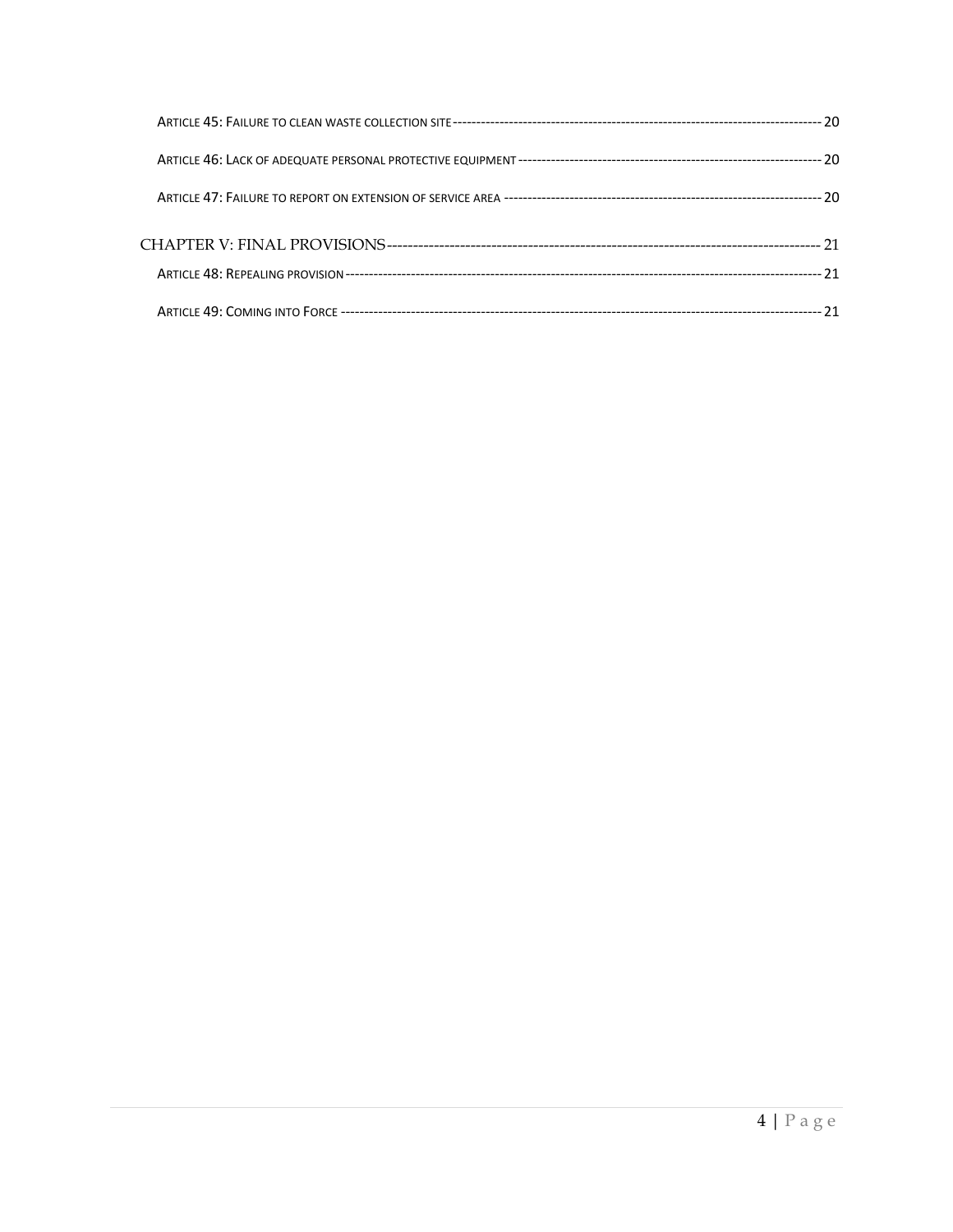Article 45: Failure to clean waste collection site ---------- 20

Article 46: Lack of adequate personal protective equipment ---------- 20

Article 47: Failure to report on extension of service area ---------- 20

CHAPTER V: FINAL PROVISIONS ---------- 21

Article 48: Repealing provision ---------- 21

Article 49: Coming into Force ---------- 21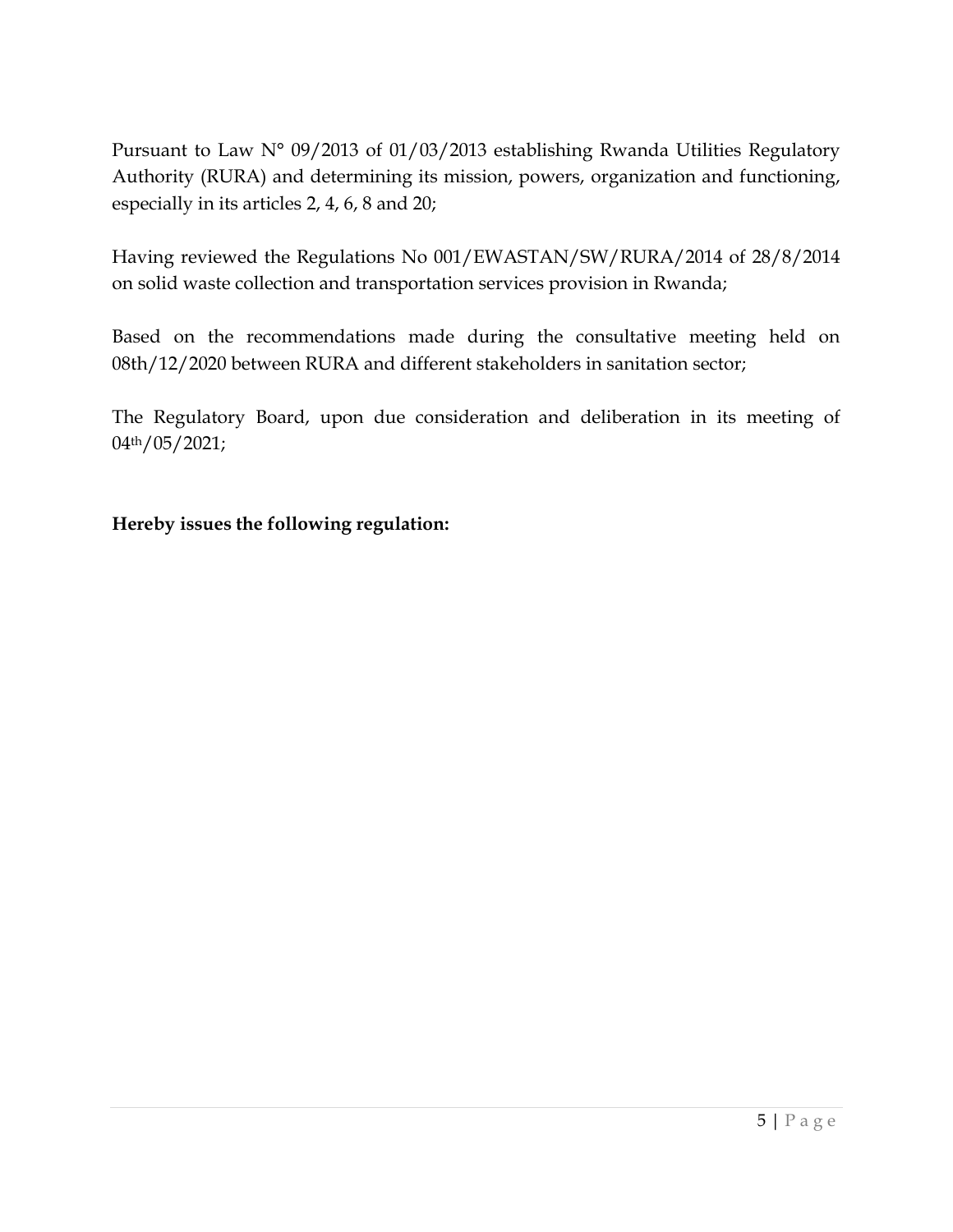Pursuant to Law N° 09/2013 of 01/03/2013 establishing Rwanda Utilities Regulatory Authority (RURA) and determining its mission, powers, organization and functioning, especially in its articles 2, 4, 6, 8 and 20;

Having reviewed the Regulations No 001/EWASTAN/SW/RURA/2014 of 28/8/2014 on solid waste collection and transportation services provision in Rwanda;

Based on the recommendations made during the consultative meeting held on 08th/12/2020 between RURA and different stakeholders in sanitation sector;

The Regulatory Board, upon due consideration and deliberation in its meeting of 04th/05/2021;

**Hereby issues the following regulation:**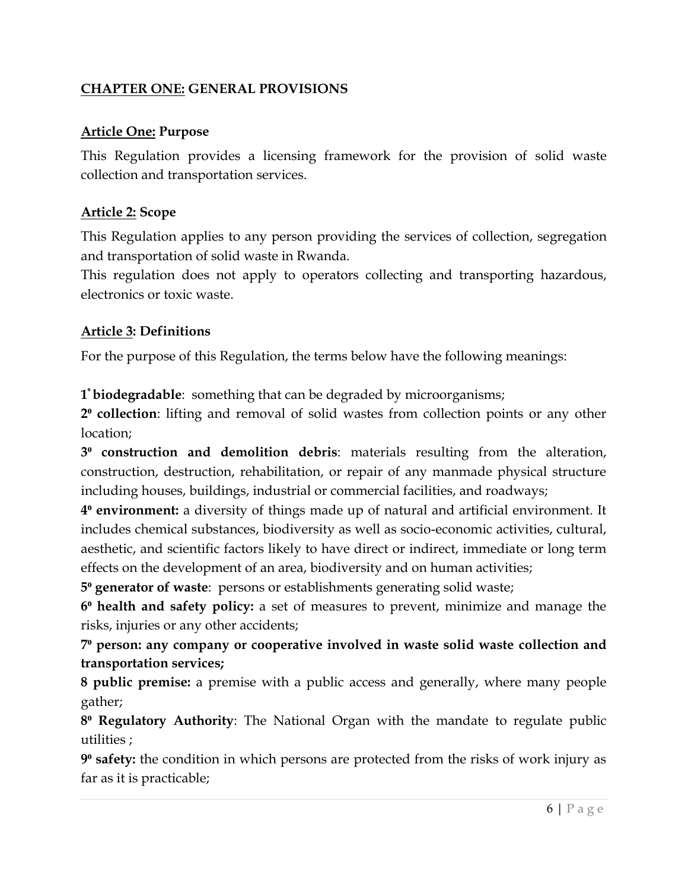## CHAPTER ONE: GENERAL PROVISIONS

### Article One: Purpose

This Regulation provides a licensing framework for the provision of solid waste collection and transportation services.

### Article 2: Scope

This Regulation applies to any person providing the services of collection, segregation and transportation of solid waste in Rwanda.

This regulation does not apply to operators collecting and transporting hazardous, electronics or toxic waste.

### Article 3: Definitions

For the purpose of this Regulation, the terms below have the following meanings:

1° **biodegradable**: something that can be degraded by microorganisms;

2⁰ **collection**: lifting and removal of solid wastes from collection points or any other location;

3⁰ **construction and demolition debris**: materials resulting from the alteration, construction, destruction, rehabilitation, or repair of any manmade physical structure including houses, buildings, industrial or commercial facilities, and roadways;

4⁰ **environment:** a diversity of things made up of natural and artificial environment. It includes chemical substances, biodiversity as well as socio-economic activities, cultural, aesthetic, and scientific factors likely to have direct or indirect, immediate or long term effects on the development of an area, biodiversity and on human activities;

5⁰ **generator of waste**: persons or establishments generating solid waste;

6⁰ **health and safety policy:** a set of measures to prevent, minimize and manage the risks, injuries or any other accidents;

**7⁰ person: any company or cooperative involved in waste solid waste collection and transportation services;**

**8 public premise:** a premise with a public access and generally, where many people gather;

8⁰ **Regulatory Authority**: The National Organ with the mandate to regulate public utilities ;

9⁰ **safety:** the condition in which persons are protected from the risks of work injury as far as it is practicable;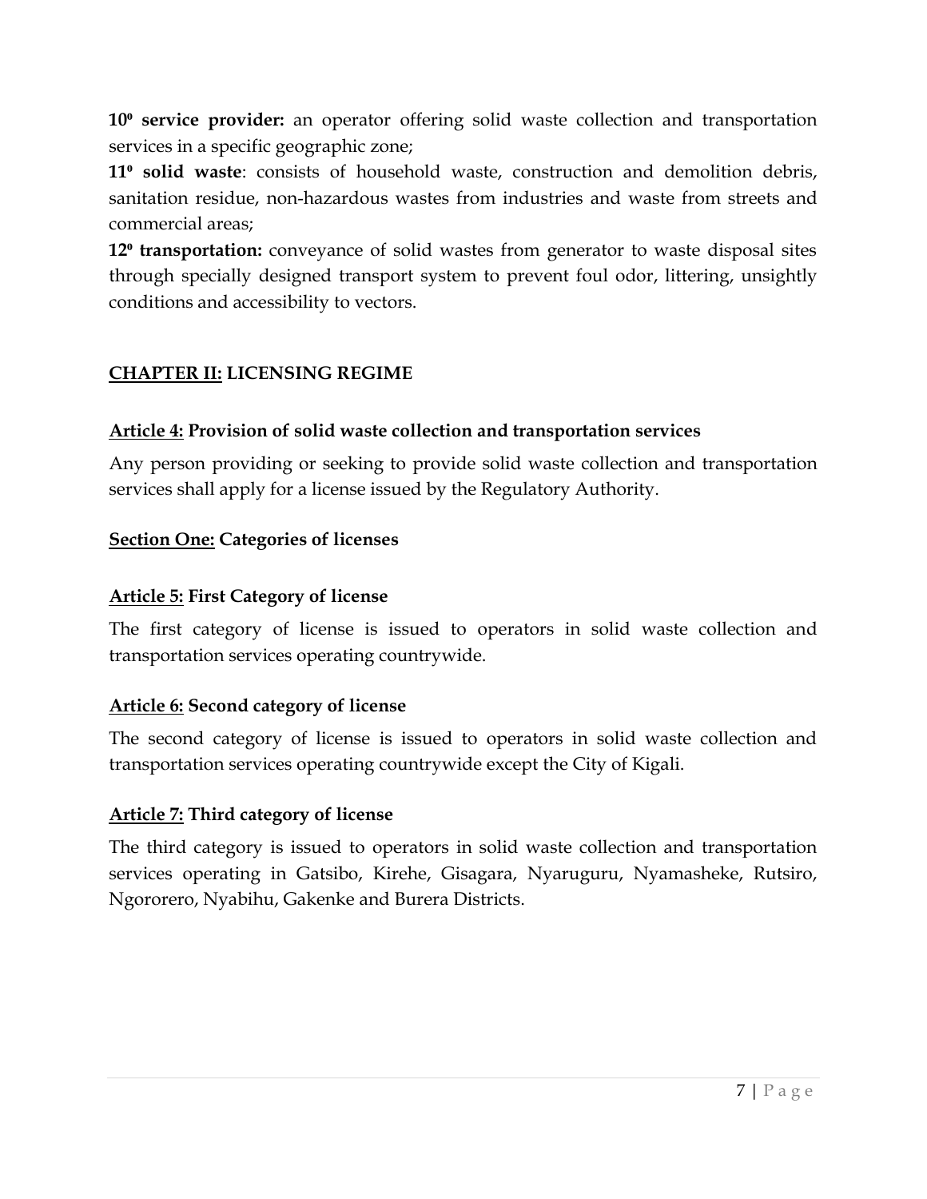**10⁰ service provider:** an operator offering solid waste collection and transportation services in a specific geographic zone;

**11⁰ solid waste**: consists of household waste, construction and demolition debris, sanitation residue, non-hazardous wastes from industries and waste from streets and commercial areas;

**12⁰ transportation:** conveyance of solid wastes from generator to waste disposal sites through specially designed transport system to prevent foul odor, littering, unsightly conditions and accessibility to vectors.

## CHAPTER II: LICENSING REGIME

### Article 4: Provision of solid waste collection and transportation services

Any person providing or seeking to provide solid waste collection and transportation services shall apply for a license issued by the Regulatory Authority.

### Section One: Categories of licenses

### Article 5: First Category of license

The first category of license is issued to operators in solid waste collection and transportation services operating countrywide.

### Article 6: Second category of license

The second category of license is issued to operators in solid waste collection and transportation services operating countrywide except the City of Kigali.

### Article 7: Third category of license

The third category is issued to operators in solid waste collection and transportation services operating in Gatsibo, Kirehe, Gisagara, Nyaruguru, Nyamasheke, Rutsiro, Ngororero, Nyabihu, Gakenke and Burera Districts.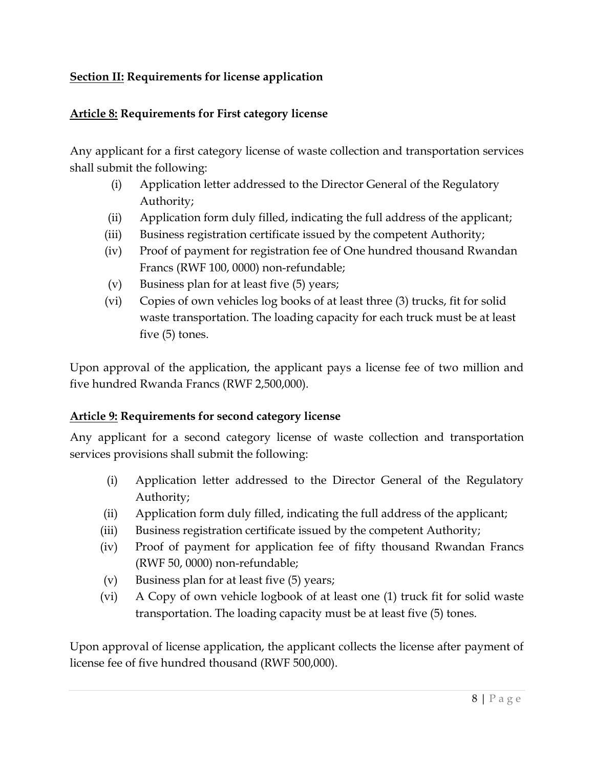**<u>Section II:</u> Requirements for license application**

**<u>Article 8:</u> Requirements for First category license**

Any applicant for a first category license of waste collection and transportation services shall submit the following:

(i) Application letter addressed to the Director General of the Regulatory Authority;

(ii) Application form duly filled, indicating the full address of the applicant;

(iii) Business registration certificate issued by the competent Authority;

(iv) Proof of payment for registration fee of One hundred thousand Rwandan Francs (RWF 100, 0000) non-refundable;

(v) Business plan for at least five (5) years;

(vi) Copies of own vehicles log books of at least three (3) trucks, fit for solid waste transportation. The loading capacity for each truck must be at least five (5) tones.

Upon approval of the application, the applicant pays a license fee of two million and five hundred Rwanda Francs (RWF 2,500,000).

**<u>Article 9:</u> Requirements for second category license**

Any applicant for a second category license of waste collection and transportation services provisions shall submit the following:

(i) Application letter addressed to the Director General of the Regulatory Authority;

(ii) Application form duly filled, indicating the full address of the applicant;

(iii) Business registration certificate issued by the competent Authority;

(iv) Proof of payment for application fee of fifty thousand Rwandan Francs (RWF 50, 0000) non-refundable;

(v) Business plan for at least five (5) years;

(vi) A Copy of own vehicle logbook of at least one (1) truck fit for solid waste transportation. The loading capacity must be at least five (5) tones.

Upon approval of license application, the applicant collects the license after payment of license fee of five hundred thousand (RWF 500,000).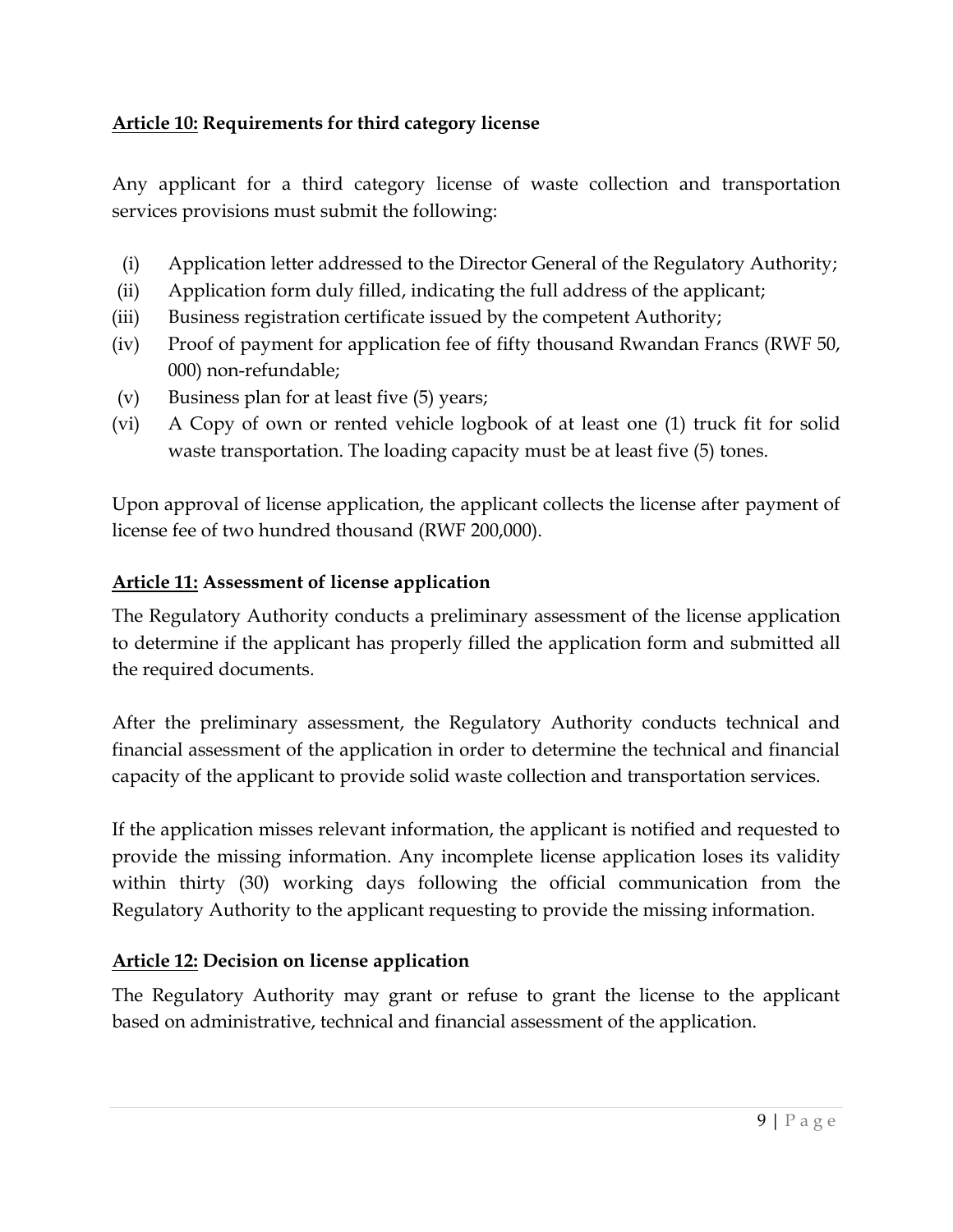**Article 10: Requirements for third category license**

Any applicant for a third category license of waste collection and transportation services provisions must submit the following:

(i) Application letter addressed to the Director General of the Regulatory Authority;
(ii) Application form duly filled, indicating the full address of the applicant;
(iii) Business registration certificate issued by the competent Authority;
(iv) Proof of payment for application fee of fifty thousand Rwandan Francs (RWF 50, 000) non-refundable;
(v) Business plan for at least five (5) years;
(vi) A Copy of own or rented vehicle logbook of at least one (1) truck fit for solid waste transportation. The loading capacity must be at least five (5) tones.

Upon approval of license application, the applicant collects the license after payment of license fee of two hundred thousand (RWF 200,000).

**Article 11: Assessment of license application**

The Regulatory Authority conducts a preliminary assessment of the license application to determine if the applicant has properly filled the application form and submitted all the required documents.

After the preliminary assessment, the Regulatory Authority conducts technical and financial assessment of the application in order to determine the technical and financial capacity of the applicant to provide solid waste collection and transportation services.

If the application misses relevant information, the applicant is notified and requested to provide the missing information. Any incomplete license application loses its validity within thirty (30) working days following the official communication from the Regulatory Authority to the applicant requesting to provide the missing information.

**Article 12: Decision on license application**

The Regulatory Authority may grant or refuse to grant the license to the applicant based on administrative, technical and financial assessment of the application.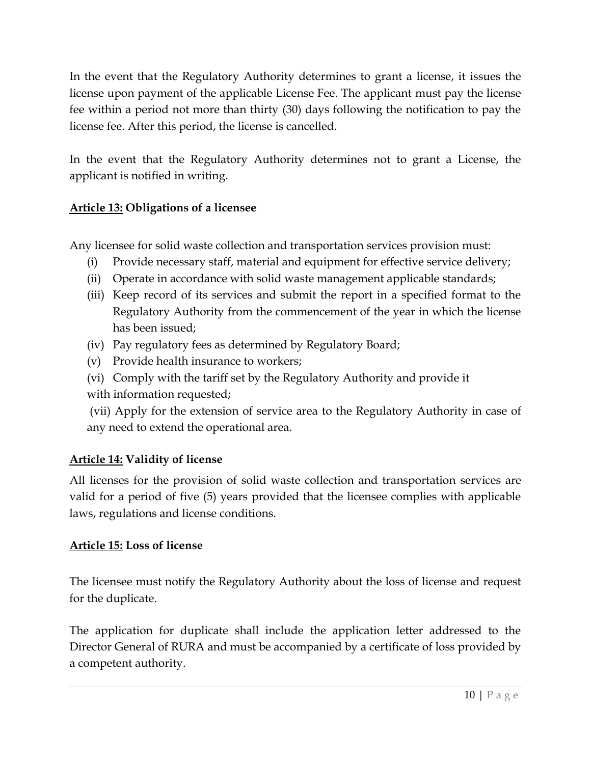In the event that the Regulatory Authority determines to grant a license, it issues the license upon payment of the applicable License Fee. The applicant must pay the license fee within a period not more than thirty (30) days following the notification to pay the license fee. After this period, the license is cancelled.

In the event that the Regulatory Authority determines not to grant a License, the applicant is notified in writing.

### **Article 13: Obligations of a licensee**

Any licensee for solid waste collection and transportation services provision must:

- (i) Provide necessary staff, material and equipment for effective service delivery;
- (ii) Operate in accordance with solid waste management applicable standards;
- (iii) Keep record of its services and submit the report in a specified format to the Regulatory Authority from the commencement of the year in which the license has been issued;
- (iv) Pay regulatory fees as determined by Regulatory Board;
- (v) Provide health insurance to workers;
- (vi) Comply with the tariff set by the Regulatory Authority and provide it with information requested;
- (vii) Apply for the extension of service area to the Regulatory Authority in case of any need to extend the operational area.

### **Article 14: Validity of license**

All licenses for the provision of solid waste collection and transportation services are valid for a period of five (5) years provided that the licensee complies with applicable laws, regulations and license conditions.

### **Article 15: Loss of license**

The licensee must notify the Regulatory Authority about the loss of license and request for the duplicate.

The application for duplicate shall include the application letter addressed to the Director General of RURA and must be accompanied by a certificate of loss provided by a competent authority.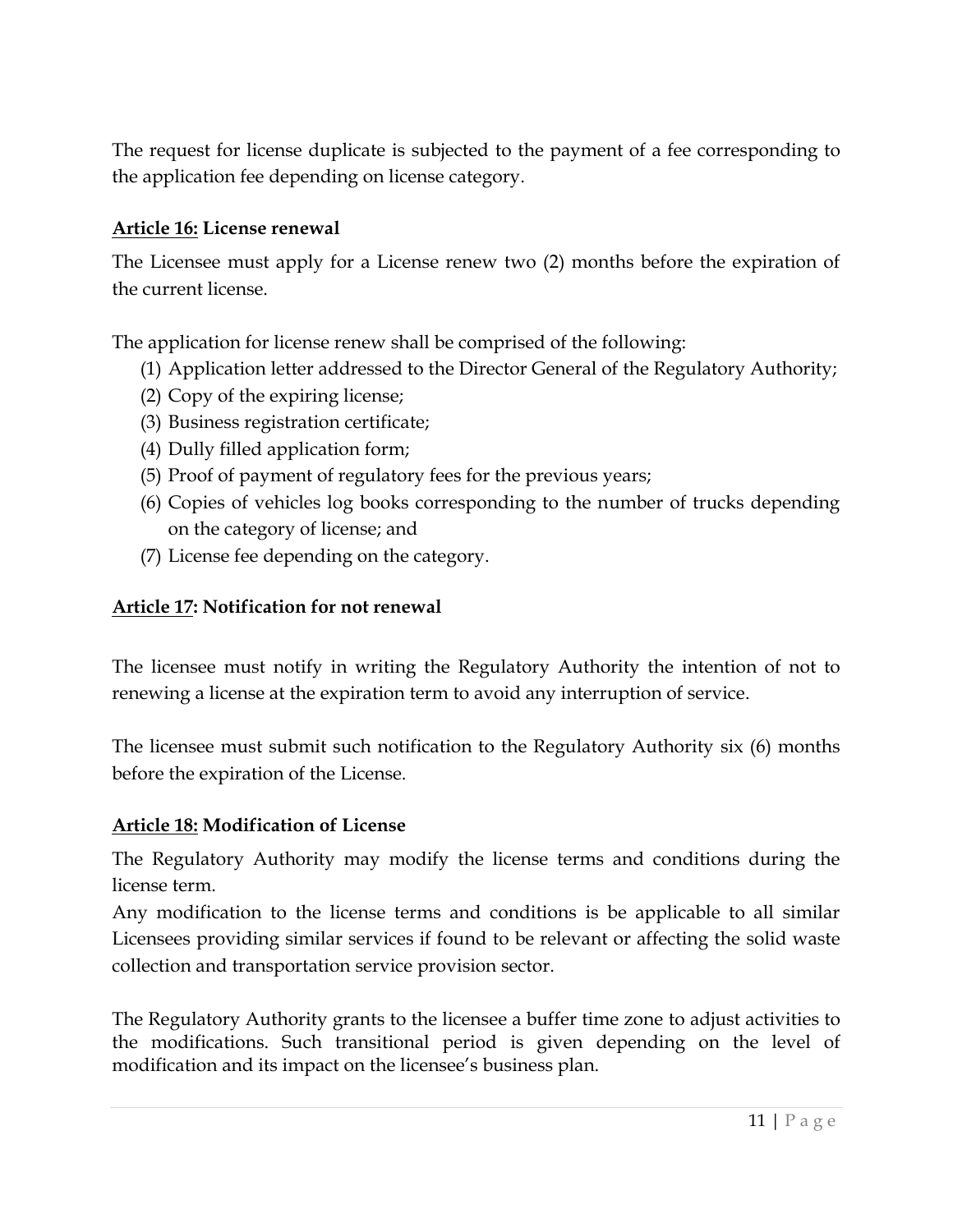The request for license duplicate is subjected to the payment of a fee corresponding to the application fee depending on license category.

**Article 16: License renewal**

The Licensee must apply for a License renew two (2) months before the expiration of the current license.

The application for license renew shall be comprised of the following:

1. Application letter addressed to the Director General of the Regulatory Authority;
2. Copy of the expiring license;
3. Business registration certificate;
4. Dully filled application form;
5. Proof of payment of regulatory fees for the previous years;
6. Copies of vehicles log books corresponding to the number of trucks depending on the category of license; and
7. License fee depending on the category.

**Article 17: Notification for not renewal**

The licensee must notify in writing the Regulatory Authority the intention of not to renewing a license at the expiration term to avoid any interruption of service.

The licensee must submit such notification to the Regulatory Authority six (6) months before the expiration of the License.

**Article 18: Modification of License**

The Regulatory Authority may modify the license terms and conditions during the license term.

Any modification to the license terms and conditions is be applicable to all similar Licensees providing similar services if found to be relevant or affecting the solid waste collection and transportation service provision sector.

The Regulatory Authority grants to the licensee a buffer time zone to adjust activities to the modifications. Such transitional period is given depending on the level of modification and its impact on the licensee's business plan.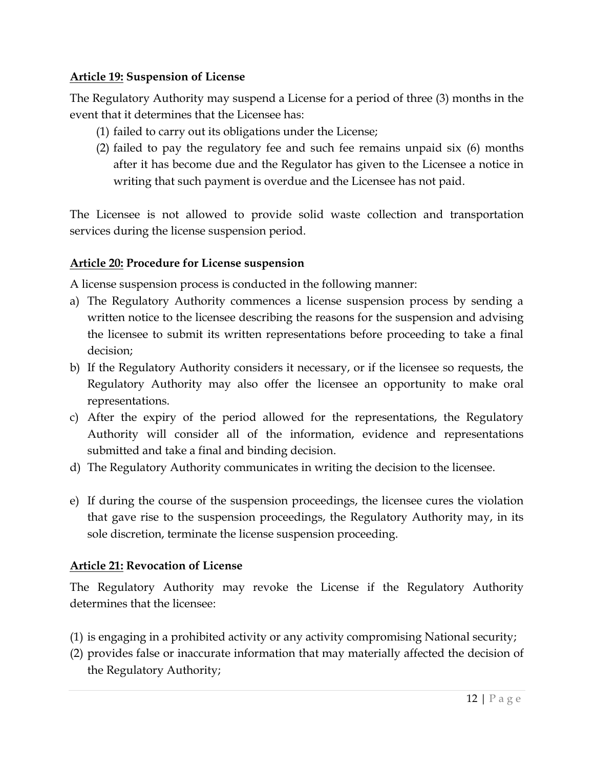**<u>Article 19:</u> Suspension of License**

The Regulatory Authority may suspend a License for a period of three (3) months in the event that it determines that the Licensee has:

(1) failed to carry out its obligations under the License;
(2) failed to pay the regulatory fee and such fee remains unpaid six (6) months after it has become due and the Regulator has given to the Licensee a notice in writing that such payment is overdue and the Licensee has not paid.

The Licensee is not allowed to provide solid waste collection and transportation services during the license suspension period.

**<u>Article 20:</u> Procedure for License suspension**

A license suspension process is conducted in the following manner:

a) The Regulatory Authority commences a license suspension process by sending a written notice to the licensee describing the reasons for the suspension and advising the licensee to submit its written representations before proceeding to take a final decision;
b) If the Regulatory Authority considers it necessary, or if the licensee so requests, the Regulatory Authority may also offer the licensee an opportunity to make oral representations.
c) After the expiry of the period allowed for the representations, the Regulatory Authority will consider all of the information, evidence and representations submitted and take a final and binding decision.
d) The Regulatory Authority communicates in writing the decision to the licensee.
e) If during the course of the suspension proceedings, the licensee cures the violation that gave rise to the suspension proceedings, the Regulatory Authority may, in its sole discretion, terminate the license suspension proceeding.

**<u>Article 21:</u> Revocation of License**

The Regulatory Authority may revoke the License if the Regulatory Authority determines that the licensee:

(1) is engaging in a prohibited activity or any activity compromising National security;
(2) provides false or inaccurate information that may materially affected the decision of the Regulatory Authority;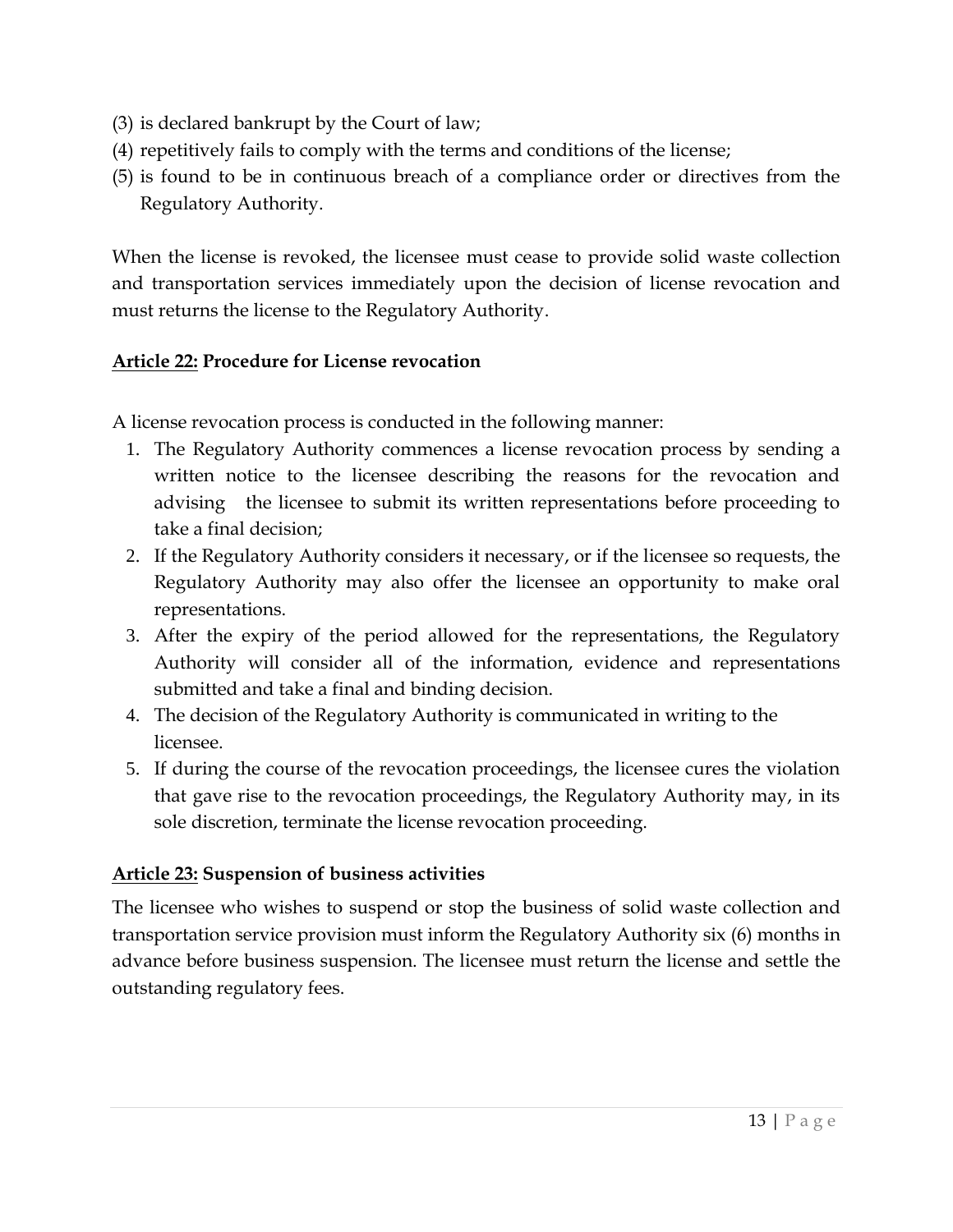(3) is declared bankrupt by the Court of law;
(4) repetitively fails to comply with the terms and conditions of the license;
(5) is found to be in continuous breach of a compliance order or directives from the Regulatory Authority.

When the license is revoked, the licensee must cease to provide solid waste collection and transportation services immediately upon the decision of license revocation and must returns the license to the Regulatory Authority.

**Article 22: Procedure for License revocation**

A license revocation process is conducted in the following manner:

1. The Regulatory Authority commences a license revocation process by sending a written notice to the licensee describing the reasons for the revocation and advising the licensee to submit its written representations before proceeding to take a final decision;
2. If the Regulatory Authority considers it necessary, or if the licensee so requests, the Regulatory Authority may also offer the licensee an opportunity to make oral representations.
3. After the expiry of the period allowed for the representations, the Regulatory Authority will consider all of the information, evidence and representations submitted and take a final and binding decision.
4. The decision of the Regulatory Authority is communicated in writing to the licensee.
5. If during the course of the revocation proceedings, the licensee cures the violation that gave rise to the revocation proceedings, the Regulatory Authority may, in its sole discretion, terminate the license revocation proceeding.

**Article 23: Suspension of business activities**

The licensee who wishes to suspend or stop the business of solid waste collection and transportation service provision must inform the Regulatory Authority six (6) months in advance before business suspension. The licensee must return the license and settle the outstanding regulatory fees.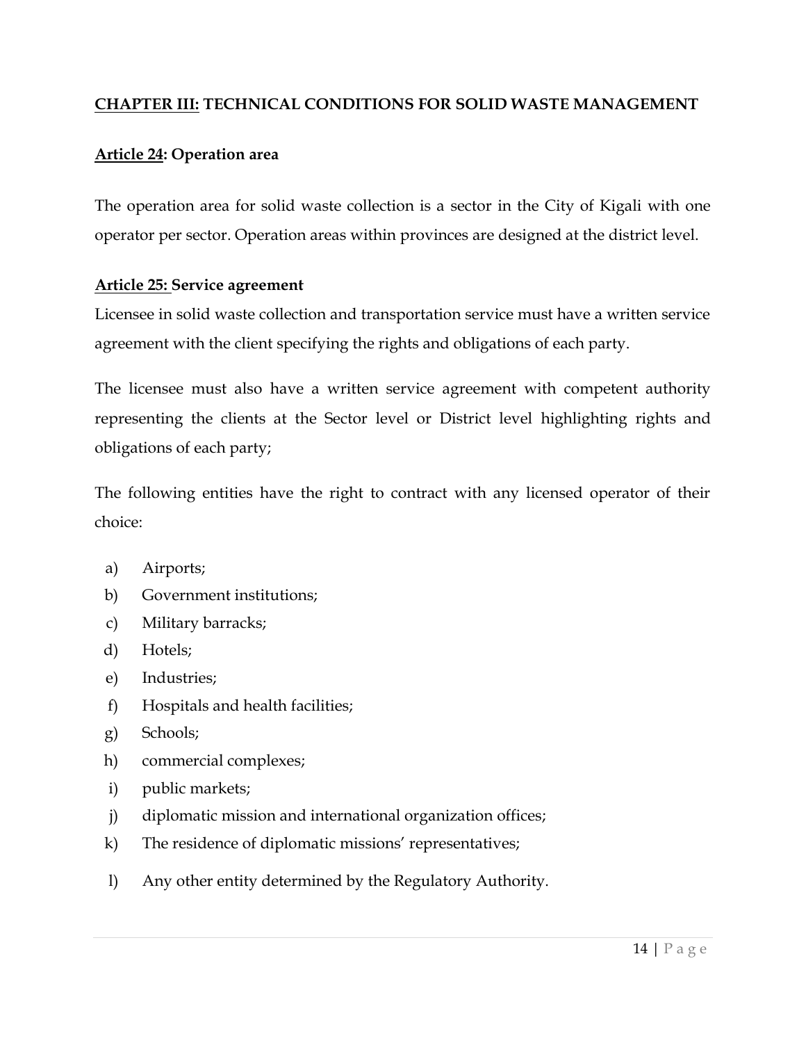## **<u>CHAPTER III:</u> TECHNICAL CONDITIONS FOR SOLID WASTE MANAGEMENT**

### **<u>Article 24</u>: Operation area**

The operation area for solid waste collection is a sector in the City of Kigali with one operator per sector. Operation areas within provinces are designed at the district level.

### **<u>Article 25:</u> Service agreement**

Licensee in solid waste collection and transportation service must have a written service agreement with the client specifying the rights and obligations of each party.

The licensee must also have a written service agreement with competent authority representing the clients at the Sector level or District level highlighting rights and obligations of each party;

The following entities have the right to contract with any licensed operator of their choice:

a) Airports;
b) Government institutions;
c) Military barracks;
d) Hotels;
e) Industries;
f) Hospitals and health facilities;
g) Schools;
h) commercial complexes;
i) public markets;
j) diplomatic mission and international organization offices;
k) The residence of diplomatic missions' representatives;
l) Any other entity determined by the Regulatory Authority.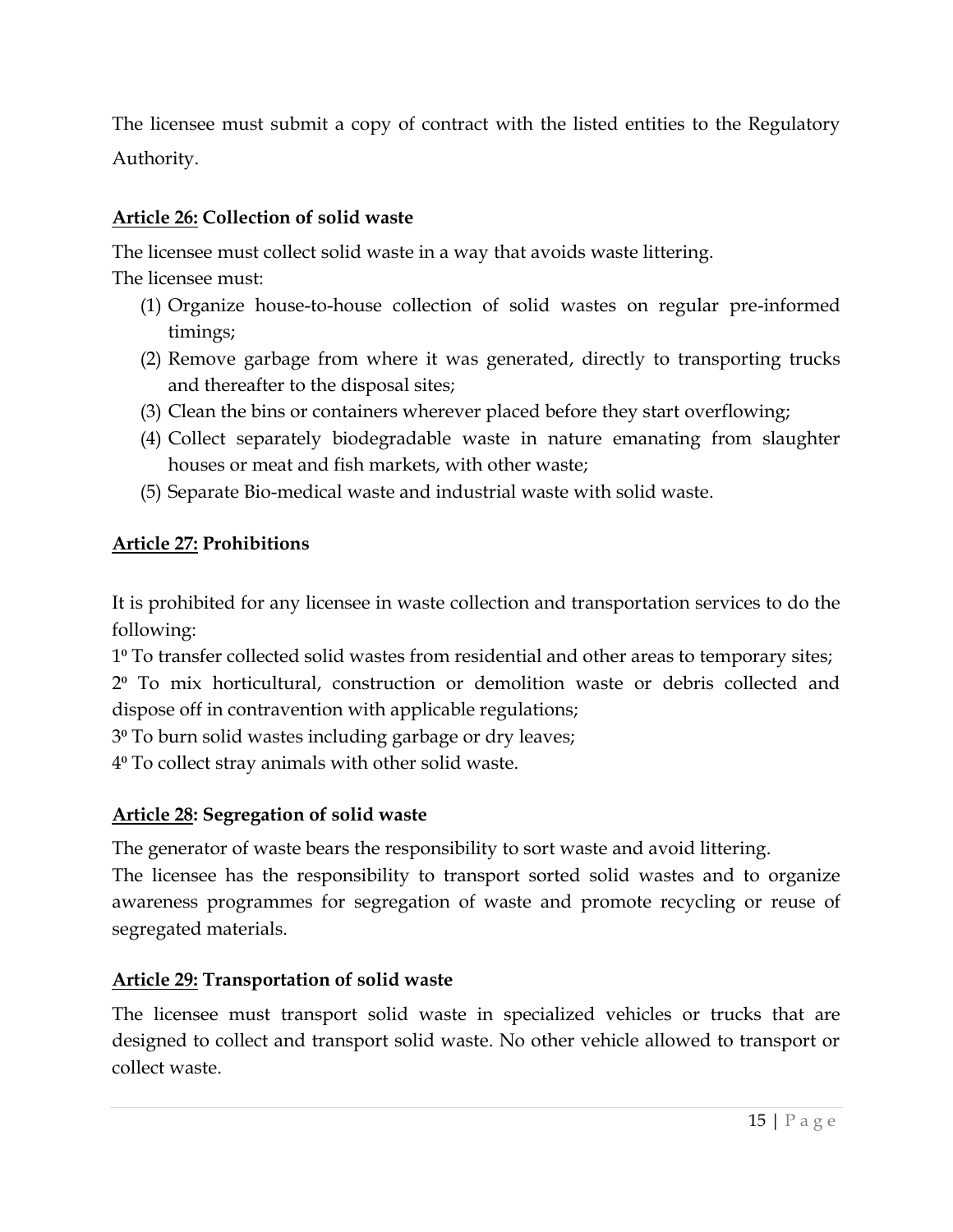The licensee must submit a copy of contract with the listed entities to the Regulatory Authority.

**Article 26: Collection of solid waste**

The licensee must collect solid waste in a way that avoids waste littering.
The licensee must:

(1) Organize house-to-house collection of solid wastes on regular pre-informed timings;
(2) Remove garbage from where it was generated, directly to transporting trucks and thereafter to the disposal sites;
(3) Clean the bins or containers wherever placed before they start overflowing;
(4) Collect separately biodegradable waste in nature emanating from slaughter houses or meat and fish markets, with other waste;
(5) Separate Bio-medical waste and industrial waste with solid waste.

**Article 27: Prohibitions**

It is prohibited for any licensee in waste collection and transportation services to do the following:

1º To transfer collected solid wastes from residential and other areas to temporary sites;
2º To mix horticultural, construction or demolition waste or debris collected and dispose off in contravention with applicable regulations;
3º To burn solid wastes including garbage or dry leaves;
4º To collect stray animals with other solid waste.

**Article 28: Segregation of solid waste**

The generator of waste bears the responsibility to sort waste and avoid littering.
The licensee has the responsibility to transport sorted solid wastes and to organize awareness programmes for segregation of waste and promote recycling or reuse of segregated materials.

**Article 29: Transportation of solid waste**

The licensee must transport solid waste in specialized vehicles or trucks that are designed to collect and transport solid waste. No other vehicle allowed to transport or collect waste.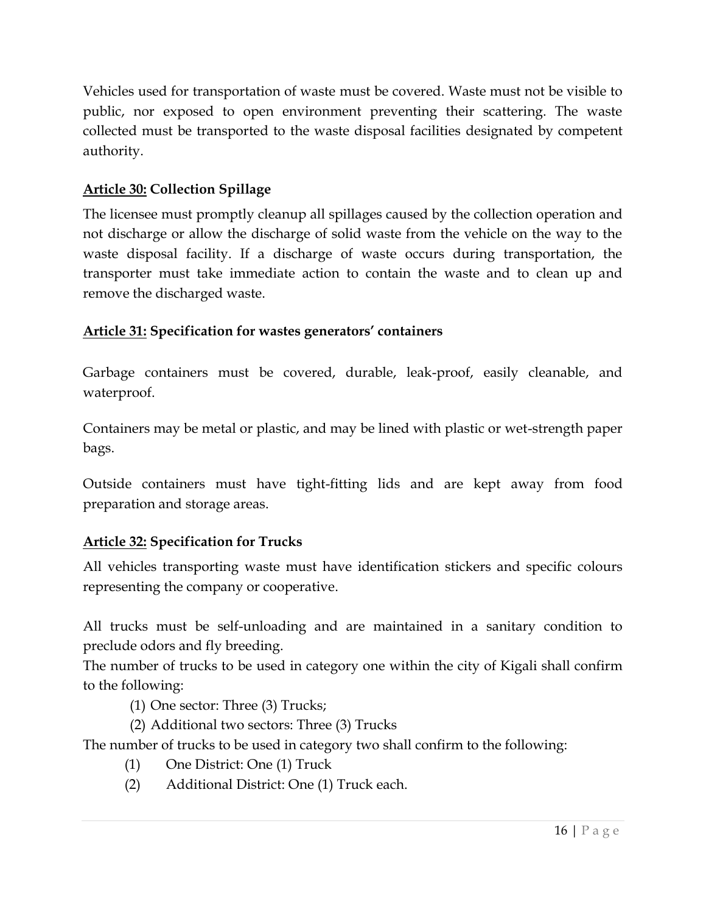Vehicles used for transportation of waste must be covered. Waste must not be visible to public, nor exposed to open environment preventing their scattering. The waste collected must be transported to the waste disposal facilities designated by competent authority.

### <u>Article 30:</u> Collection Spillage

The licensee must promptly cleanup all spillages caused by the collection operation and not discharge or allow the discharge of solid waste from the vehicle on the way to the waste disposal facility. If a discharge of waste occurs during transportation, the transporter must take immediate action to contain the waste and to clean up and remove the discharged waste.

### <u>Article 31:</u> Specification for wastes generators' containers

Garbage containers must be covered, durable, leak-proof, easily cleanable, and waterproof.

Containers may be metal or plastic, and may be lined with plastic or wet-strength paper bags.

Outside containers must have tight-fitting lids and are kept away from food preparation and storage areas.

### <u>Article 32:</u> Specification for Trucks

All vehicles transporting waste must have identification stickers and specific colours representing the company or cooperative.

All trucks must be self-unloading and are maintained in a sanitary condition to preclude odors and fly breeding.

The number of trucks to be used in category one within the city of Kigali shall confirm to the following:

(1) One sector: Three (3) Trucks;

(2) Additional two sectors: Three (3) Trucks

The number of trucks to be used in category two shall confirm to the following:

(1) One District: One (1) Truck

(2) Additional District: One (1) Truck each.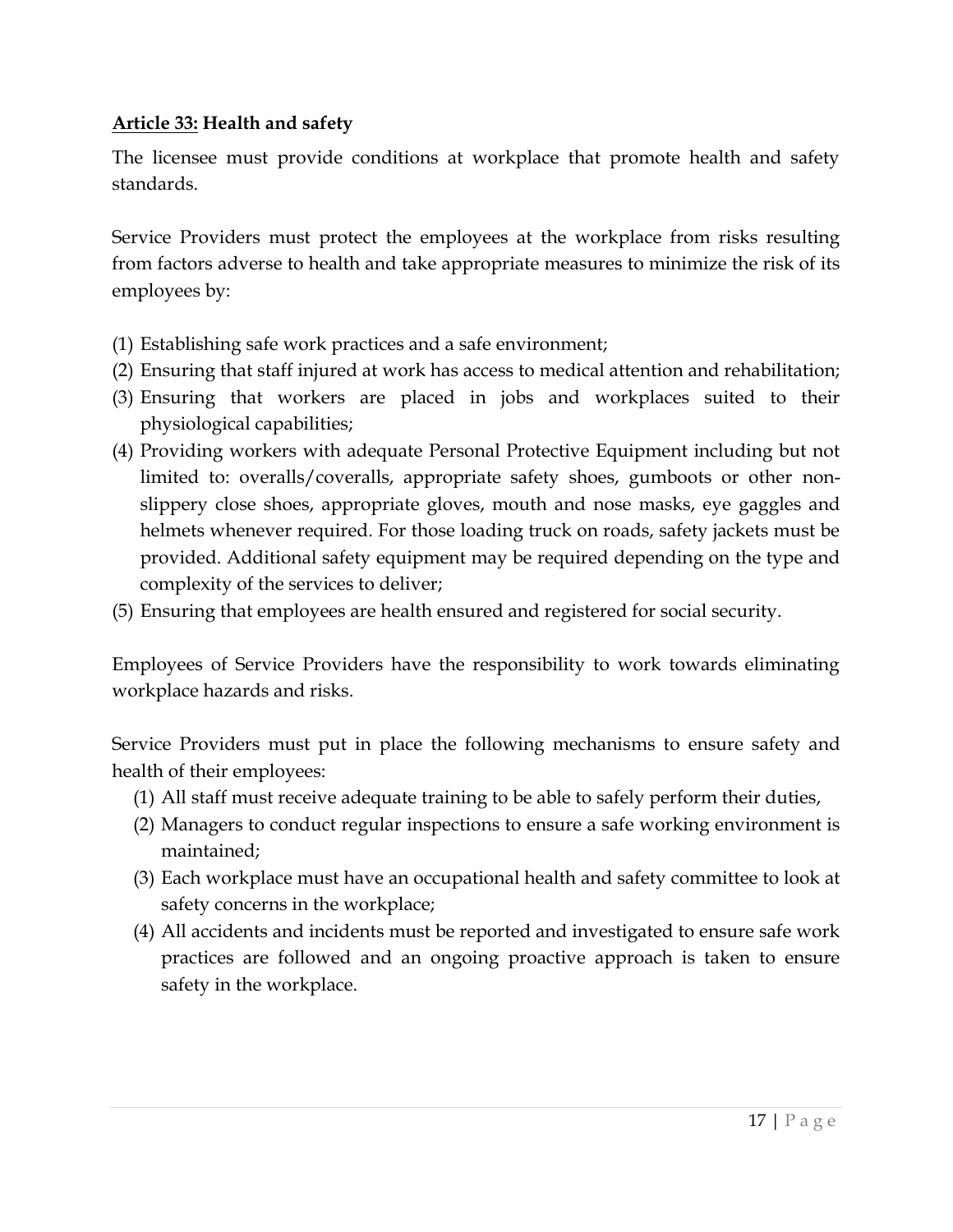**<u>Article 33:</u> Health and safety**

The licensee must provide conditions at workplace that promote health and safety standards.

Service Providers must protect the employees at the workplace from risks resulting from factors adverse to health and take appropriate measures to minimize the risk of its employees by:

(1) Establishing safe work practices and a safe environment;
(2) Ensuring that staff injured at work has access to medical attention and rehabilitation;
(3) Ensuring that workers are placed in jobs and workplaces suited to their physiological capabilities;
(4) Providing workers with adequate Personal Protective Equipment including but not limited to: overalls/coveralls, appropriate safety shoes, gumboots or other non-slippery close shoes, appropriate gloves, mouth and nose masks, eye gaggles and helmets whenever required. For those loading truck on roads, safety jackets must be provided. Additional safety equipment may be required depending on the type and complexity of the services to deliver;
(5) Ensuring that employees are health ensured and registered for social security.

Employees of Service Providers have the responsibility to work towards eliminating workplace hazards and risks.

Service Providers must put in place the following mechanisms to ensure safety and health of their employees:

(1) All staff must receive adequate training to be able to safely perform their duties,
(2) Managers to conduct regular inspections to ensure a safe working environment is maintained;
(3) Each workplace must have an occupational health and safety committee to look at safety concerns in the workplace;
(4) All accidents and incidents must be reported and investigated to ensure safe work practices are followed and an ongoing proactive approach is taken to ensure safety in the workplace.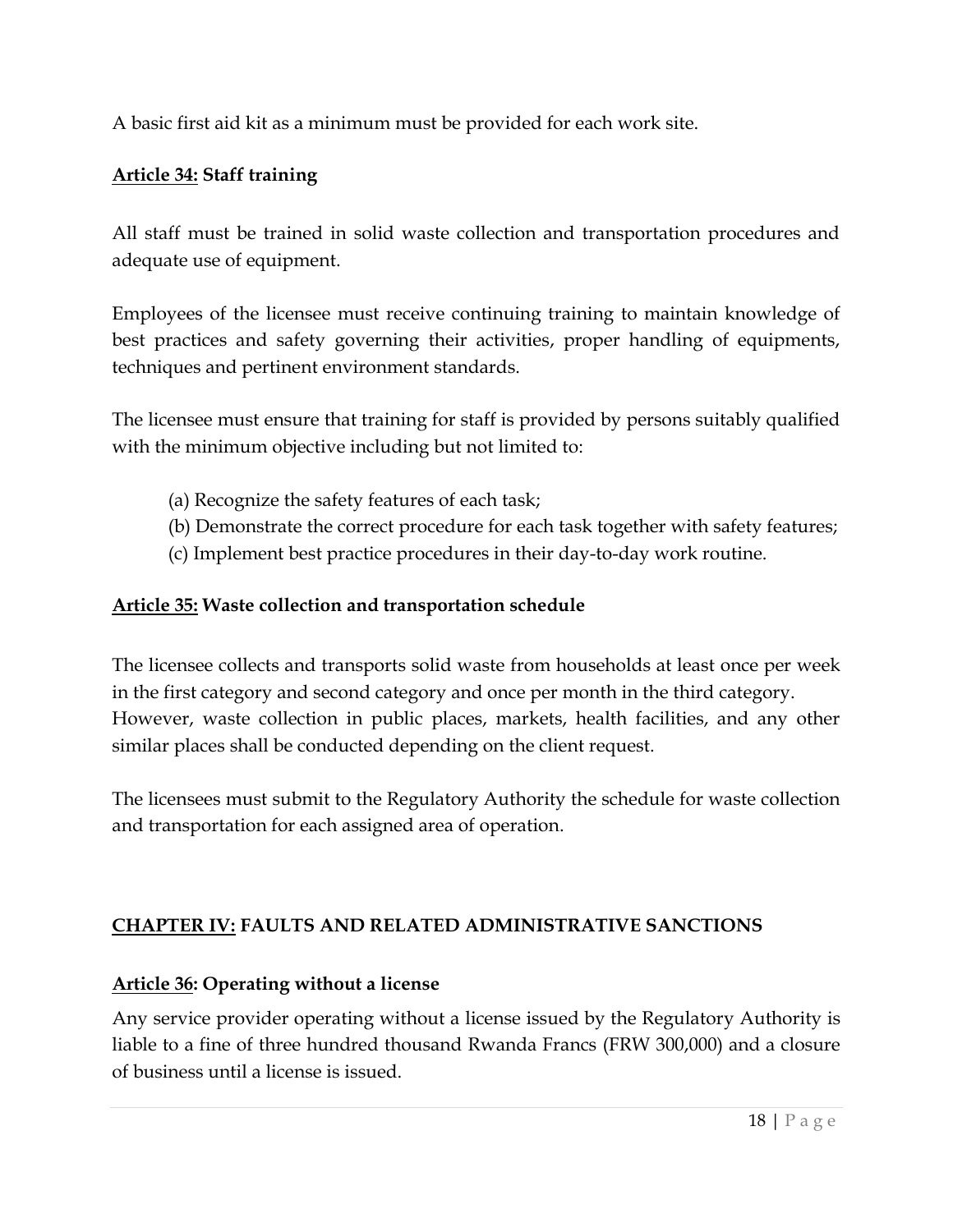A basic first aid kit as a minimum must be provided for each work site.

### **Article 34:** Staff training

All staff must be trained in solid waste collection and transportation procedures and adequate use of equipment.

Employees of the licensee must receive continuing training to maintain knowledge of best practices and safety governing their activities, proper handling of equipments, techniques and pertinent environment standards.

The licensee must ensure that training for staff is provided by persons suitably qualified with the minimum objective including but not limited to:

(a) Recognize the safety features of each task;
(b) Demonstrate the correct procedure for each task together with safety features;
(c) Implement best practice procedures in their day-to-day work routine.

### **Article 35:** Waste collection and transportation schedule

The licensee collects and transports solid waste from households at least once per week in the first category and second category and once per month in the third category. However, waste collection in public places, markets, health facilities, and any other similar places shall be conducted depending on the client request.

The licensees must submit to the Regulatory Authority the schedule for waste collection and transportation for each assigned area of operation.

## **CHAPTER IV:** FAULTS AND RELATED ADMINISTRATIVE SANCTIONS

### **Article 36:** Operating without a license

Any service provider operating without a license issued by the Regulatory Authority is liable to a fine of three hundred thousand Rwanda Francs (FRW 300,000) and a closure of business until a license is issued.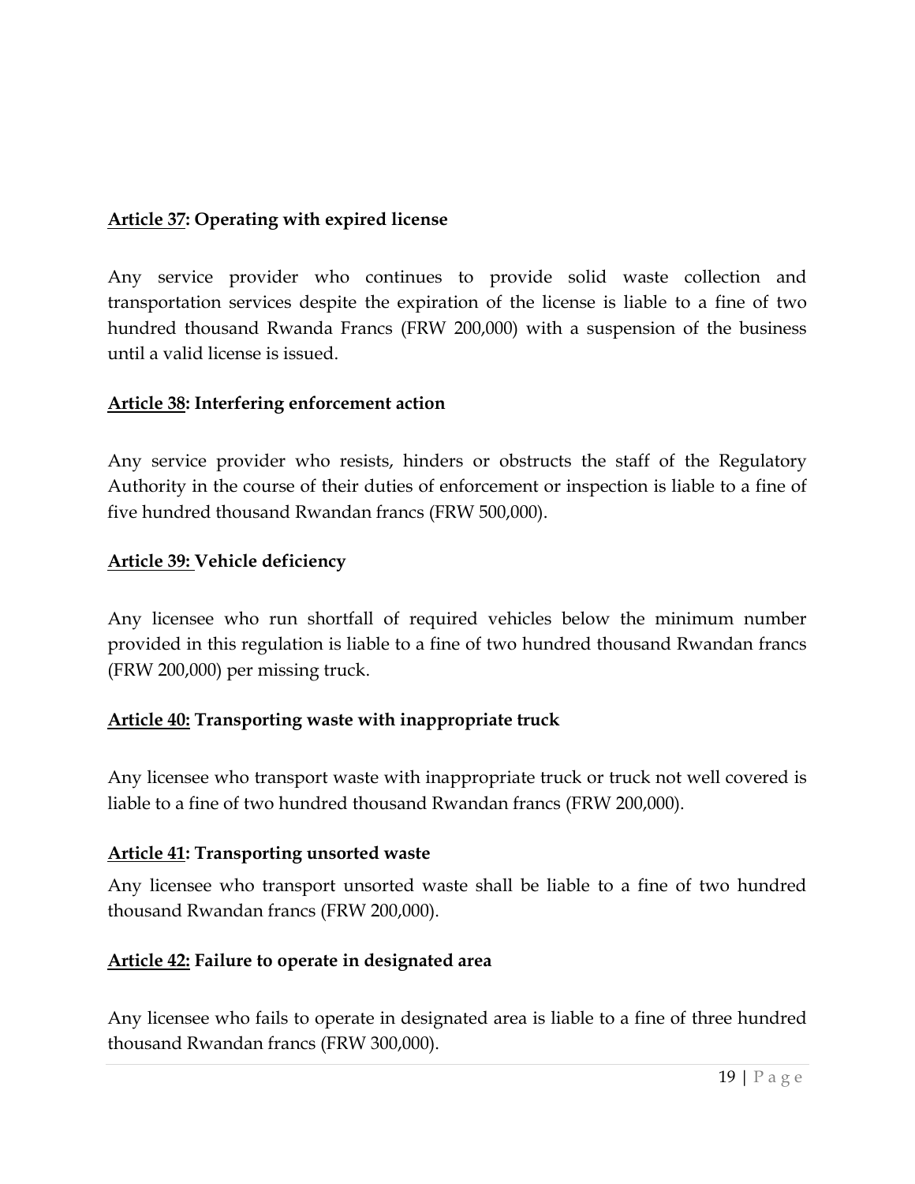**Article 37: Operating with expired license**

Any service provider who continues to provide solid waste collection and transportation services despite the expiration of the license is liable to a fine of two hundred thousand Rwanda Francs (FRW 200,000) with a suspension of the business until a valid license is issued.

**Article 38: Interfering enforcement action**

Any service provider who resists, hinders or obstructs the staff of the Regulatory Authority in the course of their duties of enforcement or inspection is liable to a fine of five hundred thousand Rwandan francs (FRW 500,000).

**Article 39: Vehicle deficiency**

Any licensee who run shortfall of required vehicles below the minimum number provided in this regulation is liable to a fine of two hundred thousand Rwandan francs (FRW 200,000) per missing truck.

**Article 40: Transporting waste with inappropriate truck**

Any licensee who transport waste with inappropriate truck or truck not well covered is liable to a fine of two hundred thousand Rwandan francs (FRW 200,000).

**Article 41: Transporting unsorted waste**

Any licensee who transport unsorted waste shall be liable to a fine of two hundred thousand Rwandan francs (FRW 200,000).

**Article 42: Failure to operate in designated area**

Any licensee who fails to operate in designated area is liable to a fine of three hundred thousand Rwandan francs (FRW 300,000).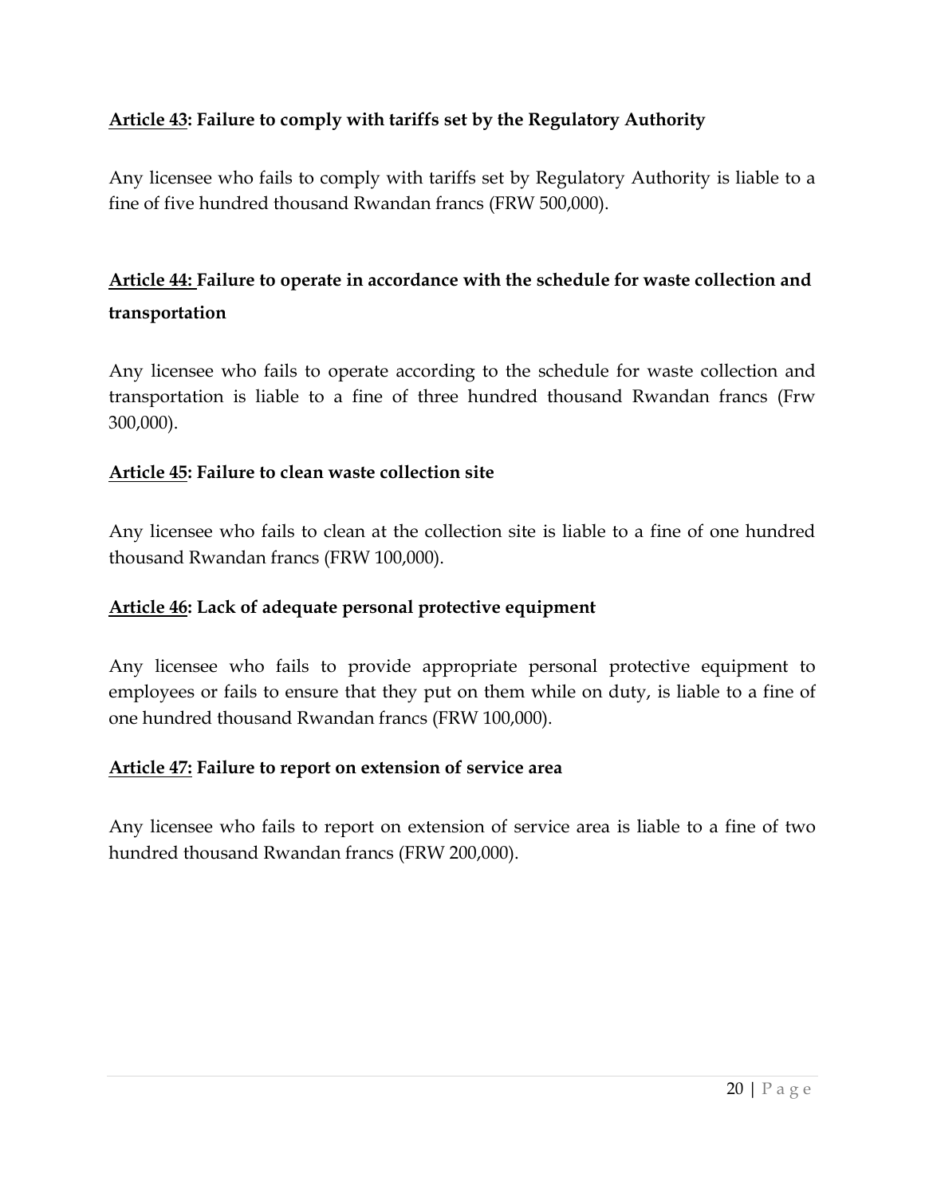### **Article 43: Failure to comply with tariffs set by the Regulatory Authority**

Any licensee who fails to comply with tariffs set by Regulatory Authority is liable to a fine of five hundred thousand Rwandan francs (FRW 500,000).

### **Article 44: Failure to operate in accordance with the schedule for waste collection and transportation**

Any licensee who fails to operate according to the schedule for waste collection and transportation is liable to a fine of three hundred thousand Rwandan francs (Frw 300,000).

### **Article 45: Failure to clean waste collection site**

Any licensee who fails to clean at the collection site is liable to a fine of one hundred thousand Rwandan francs (FRW 100,000).

### **Article 46: Lack of adequate personal protective equipment**

Any licensee who fails to provide appropriate personal protective equipment to employees or fails to ensure that they put on them while on duty, is liable to a fine of one hundred thousand Rwandan francs (FRW 100,000).

### **Article 47: Failure to report on extension of service area**

Any licensee who fails to report on extension of service area is liable to a fine of two hundred thousand Rwandan francs (FRW 200,000).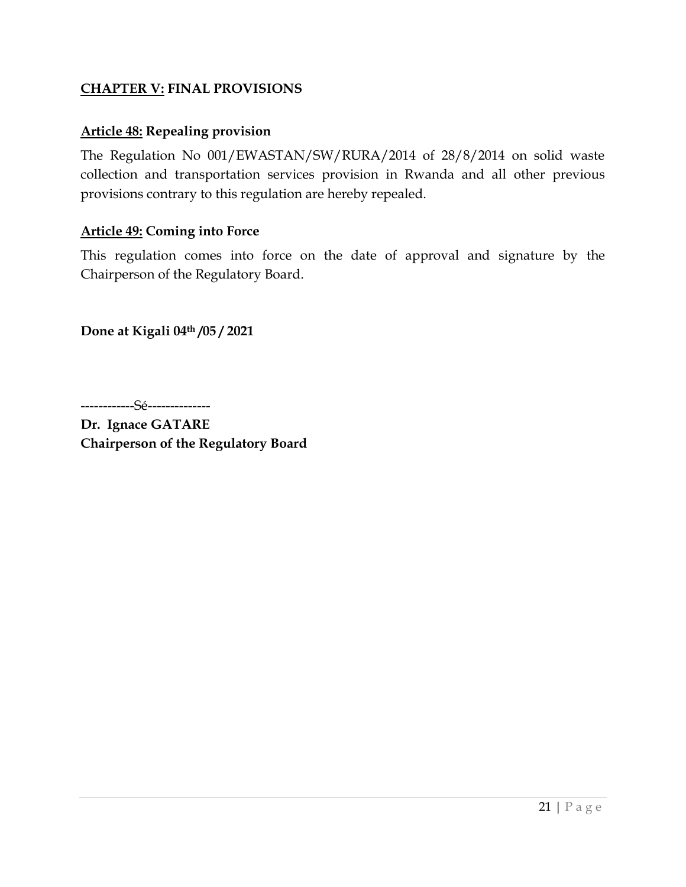## CHAPTER V: FINAL PROVISIONS

### Article 48: Repealing provision

The Regulation No 001/EWASTAN/SW/RURA/2014 of 28/8/2014 on solid waste collection and transportation services provision in Rwanda and all other previous provisions contrary to this regulation are hereby repealed.

### Article 49: Coming into Force

This regulation comes into force on the date of approval and signature by the Chairperson of the Regulatory Board.

**Done at Kigali 04th /05 / 2021**

------------Sé--------------

**Dr. Ignace GATARE**
**Chairperson of the Regulatory Board**